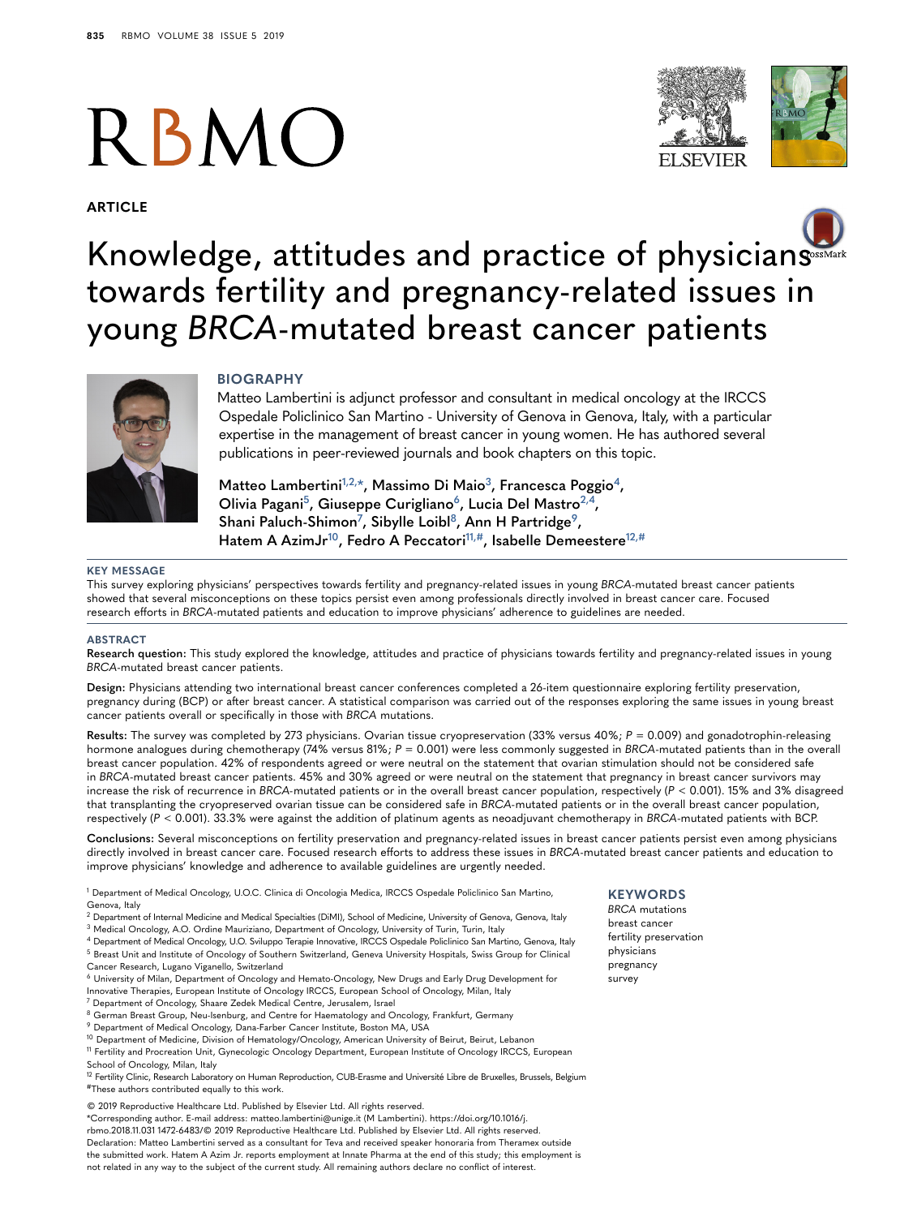ARTICLE

# Knowledge, attitudes and practice of physicians towards fertility and pregnancy-related issues in young *BRCA*-mutated breast cancer patients

## BIOGRAPHY

Matteo Lambertini is adjunct professor and consultant in medical oncology at the IRCCS Ospedale Policlinico San Martino - University of Genova in Genova, Italy, with a particular expertise in the management of breast cancer in young women. He has authored several publications in peer-reviewed journals and book chapters on this topic.

**Matteo Lambertini[1,2,*], Massimo Di Maio[3], Francesca Poggio[4], Olivia Pagani[5], Giuseppe Curigliano[6], Lucia Del Mastro[2,4], Shani Paluch-Shimon[7], Sibylle Loibl[8], Ann H Partridge[9], Hatem A AzimJr[10], Fedro A Peccatori[11,#], Isabelle Demeestere[12,#]**

### KEY MESSAGE

This survey exploring physicians' perspectives towards fertility and pregnancy-related issues in young *BRCA*-mutated breast cancer patients showed that several misconceptions on these topics persist even among professionals directly involved in breast cancer care. Focused research efforts in *BRCA*-mutated patients and education to improve physicians' adherence to guidelines are needed.

### ABSTRACT

**Research question:** This study explored the knowledge, attitudes and practice of physicians towards fertility and pregnancy-related issues in young *BRCA*-mutated breast cancer patients.

**Design:** Physicians attending two international breast cancer conferences completed a 26-item questionnaire exploring fertility preservation, pregnancy during (BCP) or after breast cancer. A statistical comparison was carried out of the responses exploring the same issues in young breast cancer patients overall or specifically in those with *BRCA* mutations.

**Results:** The survey was completed by 273 physicians. Ovarian tissue cryopreservation (33% versus 40%; $P = 0.009$) and gonadotrophin-releasing hormone analogues during chemotherapy (74% versus 81%; $P = 0.001$) were less commonly suggested in *BRCA*-mutated patients than in the overall breast cancer population. 42% of respondents agreed or were neutral on the statement that ovarian stimulation should not be considered safe in *BRCA*-mutated breast cancer patients. 45% and 30% agreed or were neutral on the statement that pregnancy in breast cancer survivors may increase the risk of recurrence in *BRCA*-mutated patients or in the overall breast cancer population, respectively ($P < 0.001$). 15% and 3% disagreed that transplanting the cryopreserved ovarian tissue can be considered safe in *BRCA*-mutated patients or in the overall breast cancer population, respectively ($P < 0.001$). 33.3% were against the addition of platinum agents as neoadjuvant chemotherapy in *BRCA*-mutated patients with BCP.

**Conclusions:** Several misconceptions on fertility preservation and pregnancy-related issues in breast cancer patients persist even among physicians directly involved in breast cancer care. Focused research efforts to address these issues in *BRCA*-mutated breast cancer patients and education to improve physicians' knowledge and adherence to available guidelines are urgently needed.

[1] Department of Medical Oncology, U.O.C. Clinica di Oncologia Medica, IRCCS Ospedale Policlinico San Martino, Genova, Italy
[2] Department of Internal Medicine and Medical Specialties (DiMI), School of Medicine, University of Genova, Genova, Italy
[3] Medical Oncology, A.O. Ordine Mauriziano, Department of Oncology, University of Turin, Turin, Italy
[4] Department of Medical Oncology, U.O. Sviluppo Terapie Innovative, IRCCS Ospedale Policlinico San Martino, Genova, Italy
[5] Breast Unit and Institute of Oncology of Southern Switzerland, Geneva University Hospitals, Swiss Group for Clinical Cancer Research, Lugano Viganello, Switzerland
[6] University of Milan, Department of Oncology and Hemato-Oncology, New Drugs and Early Drug Development for Innovative Therapies, European Institute of Oncology IRCCS, European School of Oncology, Milan, Italy
[7] Department of Oncology, Shaare Zedek Medical Centre, Jerusalem, Israel
[8] German Breast Group, Neu-Isenburg, and Centre for Haematology and Oncology, Frankfurt, Germany
[9] Department of Medical Oncology, Dana-Farber Cancer Institute, Boston MA, USA
[10] Department of Medicine, Division of Hematology/Oncology, American University of Beirut, Beirut, Lebanon
[11] Fertility and Procreation Unit, Gynecologic Oncology Department, European Institute of Oncology IRCCS, European School of Oncology, Milan, Italy
[12] Fertility Clinic, Research Laboratory on Human Reproduction, CUB-Erasme and Université Libre de Bruxelles, Brussels, Belgium
#These authors contributed equally to this work.

© 2019 Reproductive Healthcare Ltd. Published by Elsevier Ltd. All rights reserved.
*Corresponding author. E-mail address: matteo.lambertini@unige.it (M Lambertini). https://doi.org/10.1016/j.rbmo.2018.11.031 1472-6483/© 2019 Reproductive Healthcare Ltd. Published by Elsevier Ltd. All rights reserved.
Declaration: Matteo Lambertini served as a consultant for Teva and received speaker honoraria from Theramex outside the submitted work. Hatem A Azim Jr. reports employment at Innate Pharma at the end of this study; this employment is not related in any way to the subject of the current study. All remaining authors declare no conflict of interest.

### KEYWORDS

*BRCA* mutations
breast cancer
fertility preservation
physicians
pregnancy
survey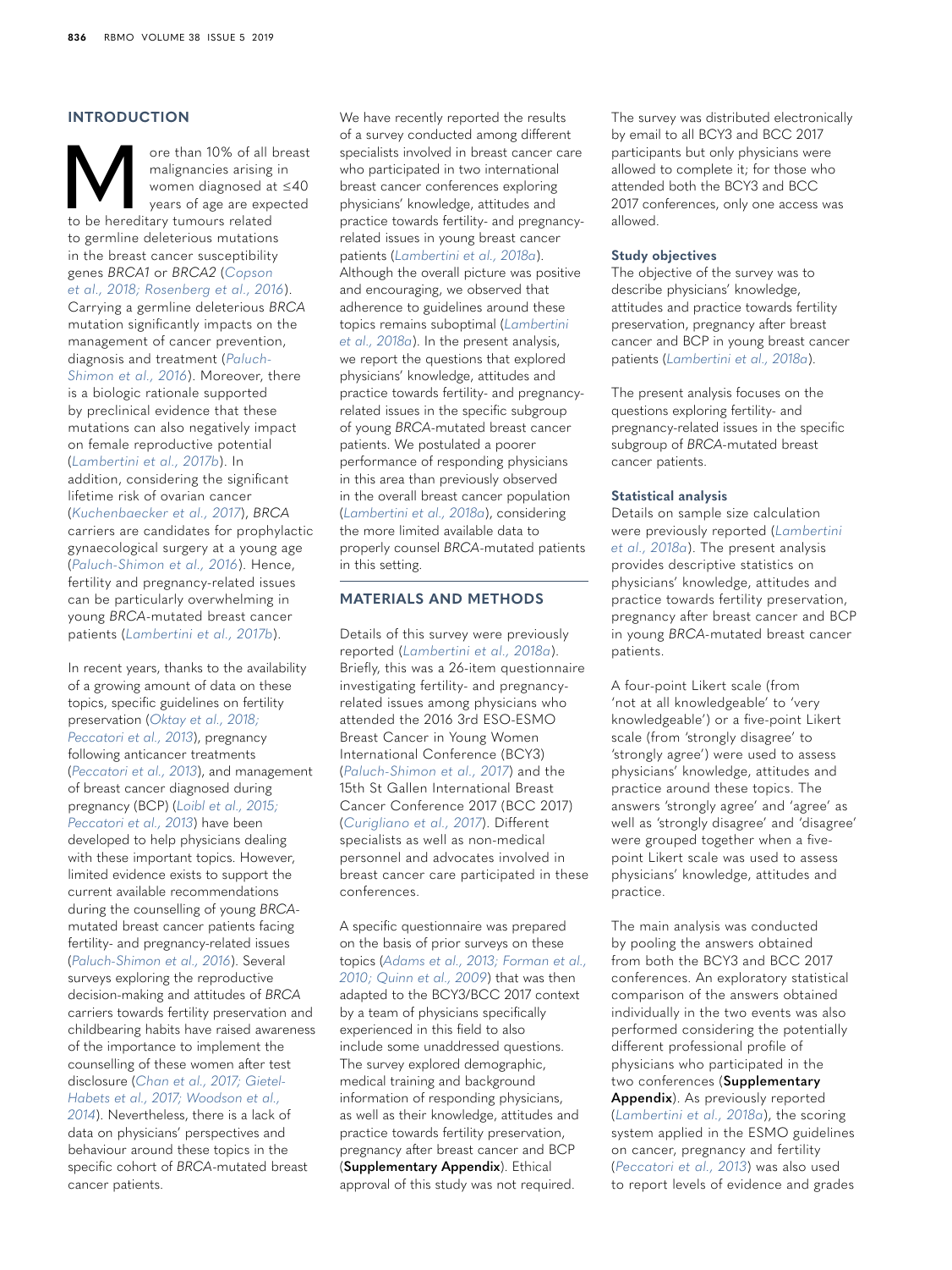## INTRODUCTION

More than 10% of all breast malignancies arising in women diagnosed at ≤40 years of age are expected to be hereditary tumours related to germline deleterious mutations in the breast cancer susceptibility genes *BRCA1* or *BRCA2* (Copson et al., 2018; Rosenberg et al., 2016). Carrying a germline deleterious *BRCA* mutation significantly impacts on the management of cancer prevention, diagnosis and treatment (Paluch-Shimon et al., 2016). Moreover, there is a biologic rationale supported by preclinical evidence that these mutations can also negatively impact on female reproductive potential (Lambertini et al., 2017b). In addition, considering the significant lifetime risk of ovarian cancer (Kuchenbaecker et al., 2017), *BRCA* carriers are candidates for prophylactic gynaecological surgery at a young age (Paluch-Shimon et al., 2016). Hence, fertility and pregnancy-related issues can be particularly overwhelming in young *BRCA*-mutated breast cancer patients (Lambertini et al., 2017b).

In recent years, thanks to the availability of a growing amount of data on these topics, specific guidelines on fertility preservation (Oktay et al., 2018; Peccatori et al., 2013), pregnancy following anticancer treatments (Peccatori et al., 2013), and management of breast cancer diagnosed during pregnancy (BCP) (Loibl et al., 2015; Peccatori et al., 2013) have been developed to help physicians dealing with these important topics. However, limited evidence exists to support the current available recommendations during the counselling of young *BRCA*-mutated breast cancer patients facing fertility- and pregnancy-related issues (Paluch-Shimon et al., 2016). Several surveys exploring the reproductive decision-making and attitudes of *BRCA* carriers towards fertility preservation and childbearing habits have raised awareness of the importance to implement the counselling of these women after test disclosure (Chan et al., 2017; Gietel-Habets et al., 2017; Woodson et al., 2014). Nevertheless, there is a lack of data on physicians' perspectives and behaviour around these topics in the specific cohort of *BRCA*-mutated breast cancer patients.

We have recently reported the results of a survey conducted among different specialists involved in breast cancer care who participated in two international breast cancer conferences exploring physicians' knowledge, attitudes and practice towards fertility- and pregnancy-related issues in young breast cancer patients (Lambertini et al., 2018a). Although the overall picture was positive and encouraging, we observed that adherence to guidelines around these topics remains suboptimal (Lambertini et al., 2018a). In the present analysis, we report the questions that explored physicians' knowledge, attitudes and practice towards fertility- and pregnancy-related issues in the specific subgroup of young *BRCA*-mutated breast cancer patients. We postulated a poorer performance of responding physicians in this area than previously observed in the overall breast cancer population (Lambertini et al., 2018a), considering the more limited available data to properly counsel *BRCA*-mutated patients in this setting.

## MATERIALS AND METHODS

Details of this survey were previously reported (Lambertini et al., 2018a). Briefly, this was a 26-item questionnaire investigating fertility- and pregnancy-related issues among physicians who attended the 2016 3rd ESO-ESMO Breast Cancer in Young Women International Conference (BCY3) (Paluch-Shimon et al., 2017) and the 15th St Gallen International Breast Cancer Conference 2017 (BCC 2017) (Curigliano et al., 2017). Different specialists as well as non-medical personnel and advocates involved in breast cancer care participated in these conferences.

A specific questionnaire was prepared on the basis of prior surveys on these topics (Adams et al., 2013; Forman et al., 2010; Quinn et al., 2009) that was then adapted to the BCY3/BCC 2017 context by a team of physicians specifically experienced in this field to also include some unaddressed questions. The survey explored demographic, medical training and background information of responding physicians, as well as their knowledge, attitudes and practice towards fertility preservation, pregnancy after breast cancer and BCP (**Supplementary Appendix**). Ethical approval of this study was not required.

The survey was distributed electronically by email to all BCY3 and BCC 2017 participants but only physicians were allowed to complete it; for those who attended both the BCY3 and BCC 2017 conferences, only one access was allowed.

### Study objectives

The objective of the survey was to describe physicians' knowledge, attitudes and practice towards fertility preservation, pregnancy after breast cancer and BCP in young breast cancer patients (Lambertini et al., 2018a).

The present analysis focuses on the questions exploring fertility- and pregnancy-related issues in the specific subgroup of *BRCA*-mutated breast cancer patients.

### Statistical analysis

Details on sample size calculation were previously reported (Lambertini et al., 2018a). The present analysis provides descriptive statistics on physicians' knowledge, attitudes and practice towards fertility preservation, pregnancy after breast cancer and BCP in young *BRCA*-mutated breast cancer patients.

A four-point Likert scale (from 'not at all knowledgeable' to 'very knowledgeable') or a five-point Likert scale (from 'strongly disagree' to 'strongly agree') were used to assess physicians' knowledge, attitudes and practice around these topics. The answers 'strongly agree' and 'agree' as well as 'strongly disagree' and 'disagree' were grouped together when a five-point Likert scale was used to assess physicians' knowledge, attitudes and practice.

The main analysis was conducted by pooling the answers obtained from both the BCY3 and BCC 2017 conferences. An exploratory statistical comparison of the answers obtained individually in the two events was also performed considering the potentially different professional profile of physicians who participated in the two conferences (**Supplementary Appendix**). As previously reported (Lambertini et al., 2018a), the scoring system applied in the ESMO guidelines on cancer, pregnancy and fertility (Peccatori et al., 2013) was also used to report levels of evidence and grades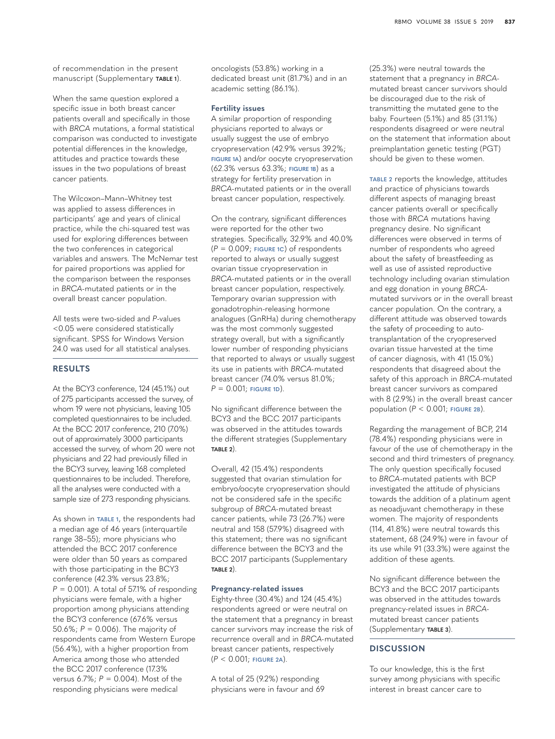of recommendation in the present manuscript (Supplementary TABLE 1).

When the same question explored a specific issue in both breast cancer patients overall and specifically in those with *BRCA* mutations, a formal statistical comparison was conducted to investigate potential differences in the knowledge, attitudes and practice towards these issues in the two populations of breast cancer patients.

The Wilcoxon–Mann–Whitney test was applied to assess differences in participants' age and years of clinical practice, while the chi-squared test was used for exploring differences between the two conferences in categorical variables and answers. The McNemar test for paired proportions was applied for the comparison between the responses in *BRCA*-mutated patients or in the overall breast cancer population.

All tests were two-sided and *P*-values <0.05 were considered statistically significant. SPSS for Windows Version 24.0 was used for all statistical analyses.

## RESULTS

At the BCY3 conference, 124 (45.1%) out of 275 participants accessed the survey, of whom 19 were not physicians, leaving 105 completed questionnaires to be included. At the BCC 2017 conference, 210 (7.0%) out of approximately 3000 participants accessed the survey, of whom 20 were not physicians and 22 had previously filled in the BCY3 survey, leaving 168 completed questionnaires to be included. Therefore, all the analyses were conducted with a sample size of 273 responding physicians.

As shown in TABLE 1, the respondents had a median age of 46 years (interquartile range 38–55); more physicians who attended the BCC 2017 conference were older than 50 years as compared with those participating in the BCY3 conference (42.3% versus 23.8%; $P = 0.001$). A total of 57.1% of responding physicians were female, with a higher proportion among physicians attending the BCY3 conference (67.6% versus 50.6%; $P = 0.006$). The majority of respondents came from Western Europe (56.4%), with a higher proportion from America among those who attended the BCC 2017 conference (17.3% versus 6.7%; $P = 0.004$). Most of the responding physicians were medical oncologists (53.8%) working in a dedicated breast unit (81.7%) and in an academic setting (86.1%).

### Fertility issues

A similar proportion of responding physicians reported to always or usually suggest the use of embryo cryopreservation (42.9% versus 39.2%; FIGURE 1A) and/or oocyte cryopreservation (62.3% versus 63.3%; FIGURE 1B) as a strategy for fertility preservation in *BRCA*-mutated patients or in the overall breast cancer population, respectively.

On the contrary, significant differences were reported for the other two strategies. Specifically, 32.9% and 40.0% ($P = 0.009$; FIGURE 1C) of respondents reported to always or usually suggest ovarian tissue cryopreservation in *BRCA*-mutated patients or in the overall breast cancer population, respectively. Temporary ovarian suppression with gonadotrophin-releasing hormone analogues (GnRHa) during chemotherapy was the most commonly suggested strategy overall, but with a significantly lower number of responding physicians that reported to always or usually suggest its use in patients with *BRCA*-mutated breast cancer (74.0% versus 81.0%; $P = 0.001$; FIGURE 1D).

No significant difference between the BCY3 and the BCC 2017 participants was observed in the attitudes towards the different strategies (Supplementary TABLE 2).

Overall, 42 (15.4%) respondents suggested that ovarian stimulation for embryo/oocyte cryopreservation should not be considered safe in the specific subgroup of *BRCA*-mutated breast cancer patients, while 73 (26.7%) were neutral and 158 (57.9%) disagreed with this statement; there was no significant difference between the BCY3 and the BCC 2017 participants (Supplementary TABLE 2).

### Pregnancy-related issues

Eighty-three (30.4%) and 124 (45.4%) respondents agreed or were neutral on the statement that a pregnancy in breast cancer survivors may increase the risk of recurrence overall and in *BRCA*-mutated breast cancer patients, respectively ($P < 0.001$; FIGURE 2A).

A total of 25 (9.2%) responding physicians were in favour and 69 (25.3%) were neutral towards the statement that a pregnancy in *BRCA*-mutated breast cancer survivors should be discouraged due to the risk of transmitting the mutated gene to the baby. Fourteen (5.1%) and 85 (31.1%) respondents disagreed or were neutral on the statement that information about preimplantation genetic testing (PGT) should be given to these women.

TABLE 2 reports the knowledge, attitudes and practice of physicians towards different aspects of managing breast cancer patients overall or specifically those with *BRCA* mutations having pregnancy desire. No significant differences were observed in terms of number of respondents who agreed about the safety of breastfeeding as well as use of assisted reproductive technology including ovarian stimulation and egg donation in young *BRCA*-mutated survivors or in the overall breast cancer population. On the contrary, a different attitude was observed towards the safety of proceeding to auto-transplantation of the cryopreserved ovarian tissue harvested at the time of cancer diagnosis, with 41 (15.0%) respondents that disagreed about the safety of this approach in *BRCA*-mutated breast cancer survivors as compared with 8 (2.9%) in the overall breast cancer population ($P < 0.001$; FIGURE 2B).

Regarding the management of BCP, 214 (78.4%) responding physicians were in favour of the use of chemotherapy in the second and third trimesters of pregnancy. The only question specifically focused to *BRCA*-mutated patients with BCP investigated the attitude of physicians towards the addition of a platinum agent as neoadjuvant chemotherapy in these women. The majority of respondents (114, 41.8%) were neutral towards this statement, 68 (24.9%) were in favour of its use while 91 (33.3%) were against the addition of these agents.

No significant difference between the BCY3 and the BCC 2017 participants was observed in the attitudes towards pregnancy-related issues in *BRCA*-mutated breast cancer patients (Supplementary TABLE 3).

## DISCUSSION

To our knowledge, this is the first survey among physicians with specific interest in breast cancer care to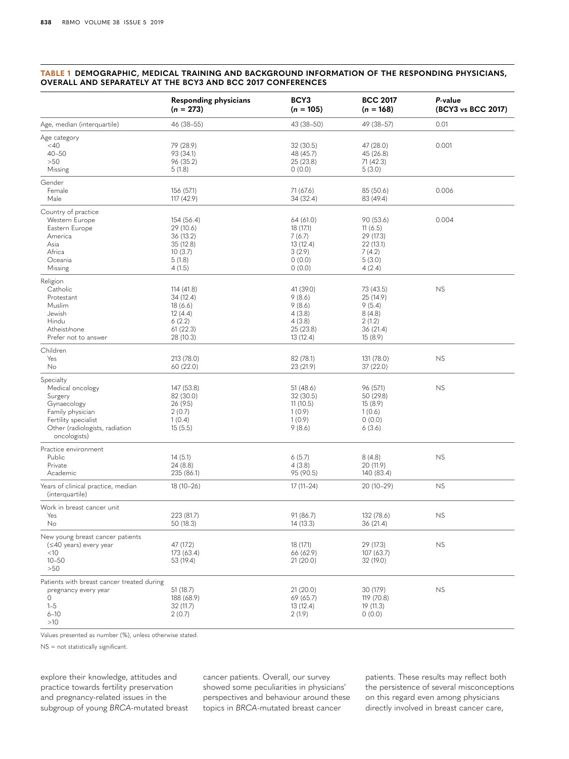**TABLE 1 DEMOGRAPHIC, MEDICAL TRAINING AND BACKGROUND INFORMATION OF THE RESPONDING PHYSICIANS, OVERALL AND SEPARATELY AT THE BCY3 AND BCC 2017 CONFERENCES**

| | Responding physicians (*n* = 273) | BCY3 (*n* = 105) | BCC 2017 (*n* = 168) | *P*-value (BCY3 vs BCC 2017) |
|---|---|---|---|---|
| Age, median (interquartile) | 46 (38–55) | 43 (38–50) | 49 (38–57) | 0.01 |
| Age category | | | | |
| <40 | 79 (28.9) | 32 (30.5) | 47 (28.0) | 0.001 |
| 40–50 | 93 (34.1) | 48 (45.7) | 45 (26.8) | |
| >50 | 96 (35.2) | 25 (23.8) | 71 (42.3) | |
| Missing | 5 (1.8) | 0 (0.0) | 5 (3.0) | |
| Gender | | | | |
| Female | 156 (57.1) | 71 (67.6) | 85 (50.6) | 0.006 |
| Male | 117 (42.9) | 34 (32.4) | 83 (49.4) | |
| Country of practice | | | | |
| Western Europe | 154 (56.4) | 64 (61.0) | 90 (53.6) | 0.004 |
| Eastern Europe | 29 (10.6) | 18 (17.1) | 11 (6.5) | |
| America | 36 (13.2) | 7 (6.7) | 29 (17.3) | |
| Asia | 35 (12.8) | 13 (12.4) | 22 (13.1) | |
| Africa | 10 (3.7) | 3 (2.9) | 7 (4.2) | |
| Oceania | 5 (1.8) | 0 (0.0) | 5 (3.0) | |
| Missing | 4 (1.5) | 0 (0.0) | 4 (2.4) | |
| Religion | | | | |
| Catholic | 114 (41.8) | 41 (39.0) | 73 (43.5) | NS |
| Protestant | 34 (12.4) | 9 (8.6) | 25 (14.9) | |
| Muslim | 18 (6.6) | 9 (8.6) | 9 (5.4) | |
| Jewish | 12 (4.4) | 4 (3.8) | 8 (4.8) | |
| Hindu | 6 (2.2) | 4 (3.8) | 2 (1.2) | |
| Atheist/none | 61 (22.3) | 25 (23.8) | 36 (21.4) | |
| Prefer not to answer | 28 (10.3) | 13 (12.4) | 15 (8.9) | |
| Children | | | | |
| Yes | 213 (78.0) | 82 (78.1) | 131 (78.0) | NS |
| No | 60 (22.0) | 23 (21.9) | 37 (22.0) | |
| Specialty | | | | |
| Medical oncology | 147 (53.8) | 51 (48.6) | 96 (57.1) | NS |
| Surgery | 82 (30.0) | 32 (30.5) | 50 (29.8) | |
| Gynaecology | 26 (9.5) | 11 (10.5) | 15 (8.9) | |
| Family physician | 2 (0.7) | 1 (0.9) | 1 (0.6) | |
| Fertility specialist | 1 (0.4) | 1 (0.9) | 0 (0.0) | |
| Other (radiologists, radiation oncologists) | 15 (5.5) | 9 (8.6) | 6 (3.6) | |
| Practice environment | | | | |
| Public | 14 (5.1) | 6 (5.7) | 8 (4.8) | NS |
| Private | 24 (8.8) | 4 (3.8) | 20 (11.9) | |
| Academic | 235 (86.1) | 95 (90.5) | 140 (83.4) | |
| Years of clinical practice, median (interquartile) | 18 (10–26) | 17 (11–24) | 20 (10–29) | NS |
| Work in breast cancer unit | | | | |
| Yes | 223 (81.7) | 91 (86.7) | 132 (78.6) | NS |
| No | 50 (18.3) | 14 (13.3) | 36 (21.4) | |
| New young breast cancer patients (≤40 years) every year | | | | |
| <10 | 47 (17.2) | 18 (17.1) | 29 (17.3) | NS |
| 10–50 | 173 (63.4) | 66 (62.9) | 107 (63.7) | |
| >50 | 53 (19.4) | 21 (20.0) | 32 (19.0) | |
| Patients with breast cancer treated during pregnancy every year | | | | |
| 0 | 51 (18.7) | 21 (20.0) | 30 (17.9) | NS |
| 1–5 | 188 (68.9) | 69 (65.7) | 119 (70.8) | |
| 6–10 | 32 (11.7) | 13 (12.4) | 19 (11.3) | |
| >10 | 2 (0.7) | 2 (1.9) | 0 (0.0) | |

Values presented as number (%), unless otherwise stated.

NS = not statistically significant.

explore their knowledge, attitudes and practice towards fertility preservation and pregnancy-related issues in the subgroup of young *BRCA*-mutated breast cancer patients. Overall, our survey showed some peculiarities in physicians' perspectives and behaviour around these topics in *BRCA*-mutated breast cancer patients. These results may reflect both the persistence of several misconceptions on this regard even among physicians directly involved in breast cancer care,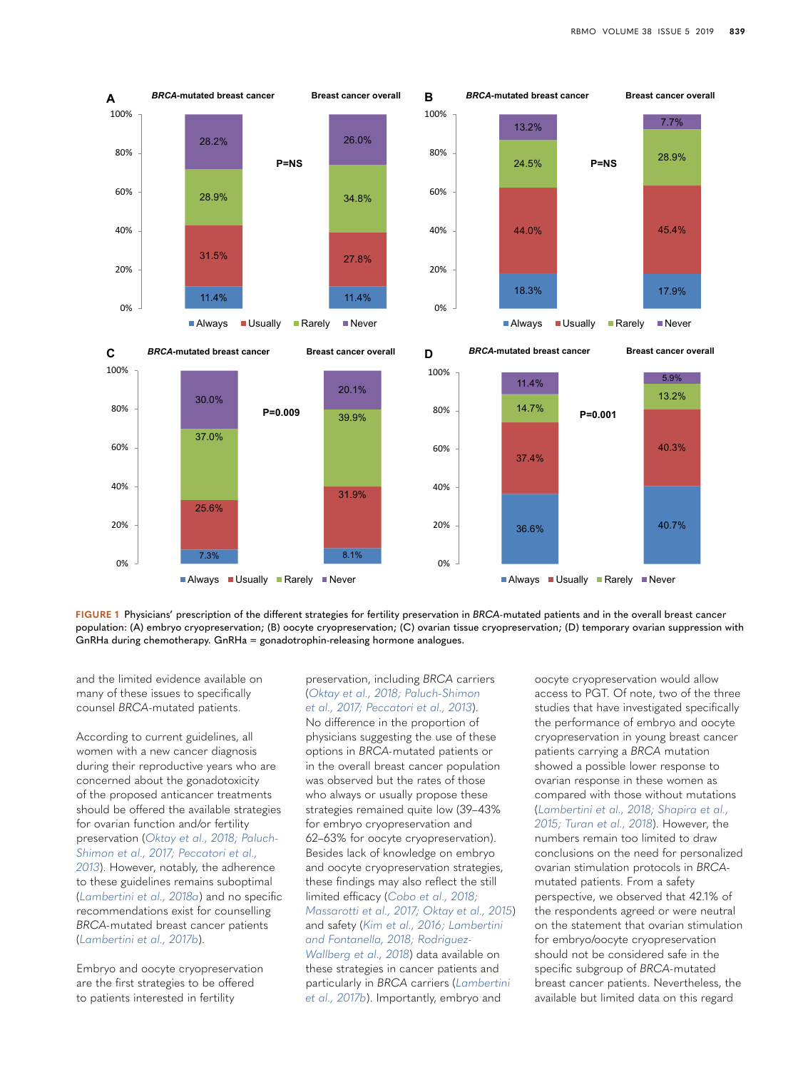FIGURE 1 Physicians' prescription of the different strategies for fertility preservation in *BRCA*-mutated patients and in the overall breast cancer population: (A) embryo cryopreservation; (B) oocyte cryopreservation; (C) ovarian tissue cryopreservation; (D) temporary ovarian suppression with GnRHa during chemotherapy. GnRHa = gonadotrophin-releasing hormone analogues.

and the limited evidence available on many of these issues to specifically counsel *BRCA*-mutated patients.

According to current guidelines, all women with a new cancer diagnosis during their reproductive years who are concerned about the gonadotoxicity of the proposed anticancer treatments should be offered the available strategies for ovarian function and/or fertility preservation (Oktay et al., 2018; Paluch-Shimon et al., 2017; Peccatori et al., 2013). However, notably, the adherence to these guidelines remains suboptimal (Lambertini et al., 2018a) and no specific recommendations exist for counselling *BRCA*-mutated breast cancer patients (Lambertini et al., 2017b).

Embryo and oocyte cryopreservation are the first strategies to be offered to patients interested in fertility preservation, including *BRCA* carriers (Oktay et al., 2018; Paluch-Shimon et al., 2017; Peccatori et al., 2013). No difference in the proportion of physicians suggesting the use of these options in *BRCA*-mutated patients or in the overall breast cancer population was observed but the rates of those who always or usually propose these strategies remained quite low (39–43% for embryo cryopreservation and 62–63% for oocyte cryopreservation). Besides lack of knowledge on embryo and oocyte cryopreservation strategies, these findings may also reflect the still limited efficacy (Cobo et al., 2018; Massarotti et al., 2017; Oktay et al., 2015) and safety (Kim et al., 2016; Lambertini and Fontanella, 2018; Rodriguez-Wallberg et al., 2018) data available on these strategies in cancer patients and particularly in *BRCA* carriers (Lambertini et al., 2017b). Importantly, embryo and oocyte cryopreservation would allow access to PGT. Of note, two of the three studies that have investigated specifically the performance of embryo and oocyte cryopreservation in young breast cancer patients carrying a *BRCA* mutation showed a possible lower response to ovarian response in these women as compared with those without mutations (Lambertini et al., 2018; Shapira et al., 2015; Turan et al., 2018). However, the numbers remain too limited to draw conclusions on the need for personalized ovarian stimulation protocols in *BRCA*-mutated patients. From a safety perspective, we observed that 42.1% of the respondents agreed or were neutral on the statement that ovarian stimulation for embryo/oocyte cryopreservation should not be considered safe in the specific subgroup of *BRCA*-mutated breast cancer patients. Nevertheless, the available but limited data on this regard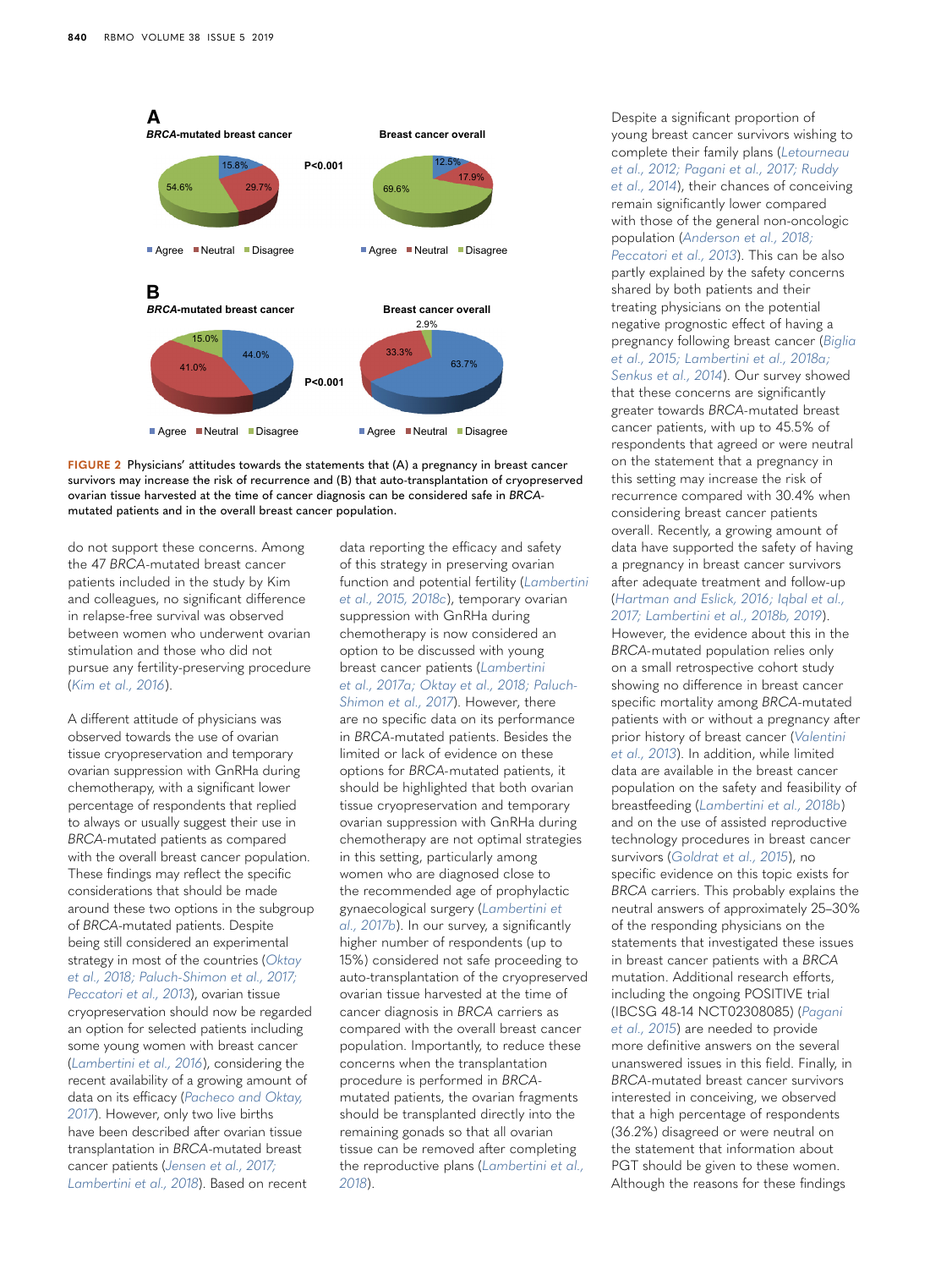**A**

*BRCA*-mutated breast cancer: Agree 15.8%, Neutral 29.7%, Disagree 54.6%

Breast cancer overall: Agree 12.5%, Neutral 17.9%, Disagree 69.6%

P<0.001

**B**

*BRCA*-mutated breast cancer: Agree 44.0%, Neutral 41.0%, Disagree 15.0%

Breast cancer overall: Agree 63.7%, Neutral 33.3%, Disagree 2.9%

P<0.001

**FIGURE 2** Physicians' attitudes towards the statements that (A) a pregnancy in breast cancer survivors may increase the risk of recurrence and (B) that auto-transplantation of cryopreserved ovarian tissue harvested at the time of cancer diagnosis can be considered safe in *BRCA*-mutated patients and in the overall breast cancer population.

do not support these concerns. Among the 47 *BRCA*-mutated breast cancer patients included in the study by Kim and colleagues, no significant difference in relapse-free survival was observed between women who underwent ovarian stimulation and those who did not pursue any fertility-preserving procedure (Kim et al., 2016).

A different attitude of physicians was observed towards the use of ovarian tissue cryopreservation and temporary ovarian suppression with GnRHa during chemotherapy, with a significant lower percentage of respondents that replied to always or usually suggest their use in *BRCA*-mutated patients as compared with the overall breast cancer population. These findings may reflect the specific considerations that should be made around these two options in the subgroup of *BRCA*-mutated patients. Despite being still considered an experimental strategy in most of the countries (Oktay et al., 2018; Paluch-Shimon et al., 2017; Peccatori et al., 2013), ovarian tissue cryopreservation should now be regarded an option for selected patients including some young women with breast cancer (Lambertini et al., 2016), considering the recent availability of a growing amount of data on its efficacy (Pacheco and Oktay, 2017). However, only two live births have been described after ovarian tissue transplantation in *BRCA*-mutated breast cancer patients (Jensen et al., 2017; Lambertini et al., 2018). Based on recent data reporting the efficacy and safety of this strategy in preserving ovarian function and potential fertility (Lambertini et al., 2015, 2018c), temporary ovarian suppression with GnRHa during chemotherapy is now considered an option to be discussed with young breast cancer patients (Lambertini et al., 2017a; Oktay et al., 2018; Paluch-Shimon et al., 2017). However, there are no specific data on its performance in *BRCA*-mutated patients. Besides the limited or lack of evidence on these options for *BRCA*-mutated patients, it should be highlighted that both ovarian tissue cryopreservation and temporary ovarian suppression with GnRHa during chemotherapy are not optimal strategies in this setting, particularly among women who are diagnosed close to the recommended age of prophylactic gynaecological surgery (Lambertini et al., 2017b). In our survey, a significantly higher number of respondents (up to 15%) considered not safe proceeding to auto-transplantation of the cryopreserved ovarian tissue harvested at the time of cancer diagnosis in *BRCA* carriers as compared with the overall breast cancer population. Importantly, to reduce these concerns when the transplantation procedure is performed in *BRCA*-mutated patients, the ovarian fragments should be transplanted directly into the remaining gonads so that all ovarian tissue can be removed after completing the reproductive plans (Lambertini et al., 2018).

Despite a significant proportion of young breast cancer survivors wishing to complete their family plans (Letourneau et al., 2012; Pagani et al., 2017; Ruddy et al., 2014), their chances of conceiving remain significantly lower compared with those of the general non-oncologic population (Anderson et al., 2018; Peccatori et al., 2013). This can be also partly explained by the safety concerns shared by both patients and their treating physicians on the potential negative prognostic effect of having a pregnancy following breast cancer (Biglia et al., 2015; Lambertini et al., 2018a; Senkus et al., 2014). Our survey showed that these concerns are significantly greater towards *BRCA*-mutated breast cancer patients, with up to 45.5% of respondents that agreed or were neutral on the statement that a pregnancy in this setting may increase the risk of recurrence compared with 30.4% when considering breast cancer patients overall. Recently, a growing amount of data have supported the safety of having a pregnancy in breast cancer survivors after adequate treatment and follow-up (Hartman and Eslick, 2016; Iqbal et al., 2017; Lambertini et al., 2018b, 2019). However, the evidence about this in the *BRCA*-mutated population relies only on a small retrospective cohort study showing no difference in breast cancer specific mortality among *BRCA*-mutated patients with or without a pregnancy after prior history of breast cancer (Valentini et al., 2013). In addition, while limited data are available in the breast cancer population on the safety and feasibility of breastfeeding (Lambertini et al., 2018b) and on the use of assisted reproductive technology procedures in breast cancer survivors (Goldrat et al., 2015), no specific evidence on this topic exists for *BRCA* carriers. This probably explains the neutral answers of approximately 25–30% of the responding physicians on the statements that investigated these issues in breast cancer patients with a *BRCA* mutation. Additional research efforts, including the ongoing POSITIVE trial (IBCSG 48-14 NCT02308085) (Pagani et al., 2015) are needed to provide more definitive answers on the several unanswered issues in this field. Finally, in *BRCA*-mutated breast cancer survivors interested in conceiving, we observed that a high percentage of respondents (36.2%) disagreed or were neutral on the statement that information about PGT should be given to these women. Although the reasons for these findings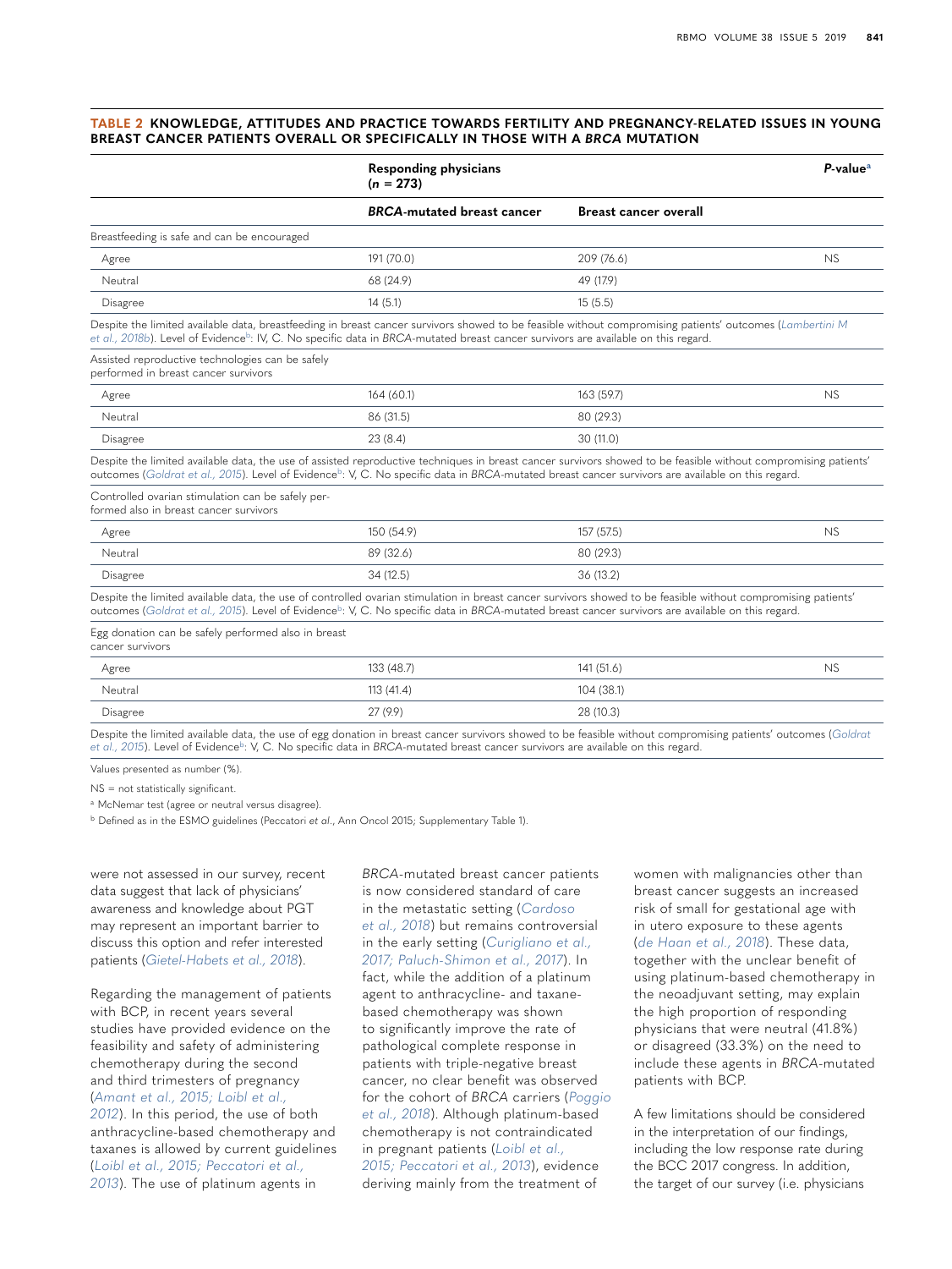**TABLE 2 KNOWLEDGE, ATTITUDES AND PRACTICE TOWARDS FERTILITY AND PREGNANCY-RELATED ISSUES IN YOUNG BREAST CANCER PATIENTS OVERALL OR SPECIFICALLY IN THOSE WITH A *BRCA* MUTATION**

| | Responding physicians (*n* = 273) | | *P*-value[a] |
|---|---|---|---|
| | ***BRCA*-mutated breast cancer** | **Breast cancer overall** | |
| Breastfeeding is safe and can be encouraged | | | |
| Agree | 191 (70.0) | 209 (76.6) | NS |
| Neutral | 68 (24.9) | 49 (17.9) | |
| Disagree | 14 (5.1) | 15 (5.5) | |
| Despite the limited available data, breastfeeding in breast cancer survivors showed to be feasible without compromising patients' outcomes (Lambertini M et al., 2018b). Level of Evidence[b]: IV, C. No specific data in *BRCA*-mutated breast cancer survivors are available on this regard. | | | |
| Assisted reproductive technologies can be safely performed in breast cancer survivors | | | |
| Agree | 164 (60.1) | 163 (59.7) | NS |
| Neutral | 86 (31.5) | 80 (29.3) | |
| Disagree | 23 (8.4) | 30 (11.0) | |
| Despite the limited available data, the use of assisted reproductive techniques in breast cancer survivors showed to be feasible without compromising patients' outcomes (Goldrat et al., 2015). Level of Evidence[b]: V, C. No specific data in *BRCA*-mutated breast cancer survivors are available on this regard. | | | |
| Controlled ovarian stimulation can be safely performed also in breast cancer survivors | | | |
| Agree | 150 (54.9) | 157 (57.5) | NS |
| Neutral | 89 (32.6) | 80 (29.3) | |
| Disagree | 34 (12.5) | 36 (13.2) | |
| Despite the limited available data, the use of controlled ovarian stimulation in breast cancer survivors showed to be feasible without compromising patients' outcomes (Goldrat et al., 2015). Level of Evidence[b]: V, C. No specific data in *BRCA*-mutated breast cancer survivors are available on this regard. | | | |
| Egg donation can be safely performed also in breast cancer survivors | | | |
| Agree | 133 (48.7) | 141 (51.6) | NS |
| Neutral | 113 (41.4) | 104 (38.1) | |
| Disagree | 27 (9.9) | 28 (10.3) | |
| Despite the limited available data, the use of egg donation in breast cancer survivors showed to be feasible without compromising patients' outcomes (Goldrat et al., 2015). Level of Evidence[b]: V, C. No specific data in *BRCA*-mutated breast cancer survivors are available on this regard. | | | |

Values presented as number (%).

NS = not statistically significant.

[a] McNemar test (agree or neutral versus disagree).

[b] Defined as in the ESMO guidelines (Peccatori *et al.*, Ann Oncol 2015; Supplementary Table 1).

were not assessed in our survey, recent data suggest that lack of physicians' awareness and knowledge about PGT may represent an important barrier to discuss this option and refer interested patients (Gietel-Habets et al., 2018).

Regarding the management of patients with BCP, in recent years several studies have provided evidence on the feasibility and safety of administering chemotherapy during the second and third trimesters of pregnancy (Amant et al., 2015; Loibl et al., 2012). In this period, the use of both anthracycline-based chemotherapy and taxanes is allowed by current guidelines (Loibl et al., 2015; Peccatori et al., 2013). The use of platinum agents in *BRCA*-mutated breast cancer patients is now considered standard of care in the metastatic setting (Cardoso et al., 2018) but remains controversial in the early setting (Curigliano et al., 2017; Paluch-Shimon et al., 2017). In fact, while the addition of a platinum agent to anthracycline- and taxane-based chemotherapy was shown to significantly improve the rate of pathological complete response in patients with triple-negative breast cancer, no clear benefit was observed for the cohort of *BRCA* carriers (Poggio et al., 2018). Although platinum-based chemotherapy is not contraindicated in pregnant patients (Loibl et al., 2015; Peccatori et al., 2013), evidence deriving mainly from the treatment of women with malignancies other than breast cancer suggests an increased risk of small for gestational age with in utero exposure to these agents (de Haan et al., 2018). These data, together with the unclear benefit of using platinum-based chemotherapy in the neoadjuvant setting, may explain the high proportion of responding physicians that were neutral (41.8%) or disagreed (33.3%) on the need to include these agents in *BRCA*-mutated patients with BCP.

A few limitations should be considered in the interpretation of our findings, including the low response rate during the BCC 2017 congress. In addition, the target of our survey (i.e. physicians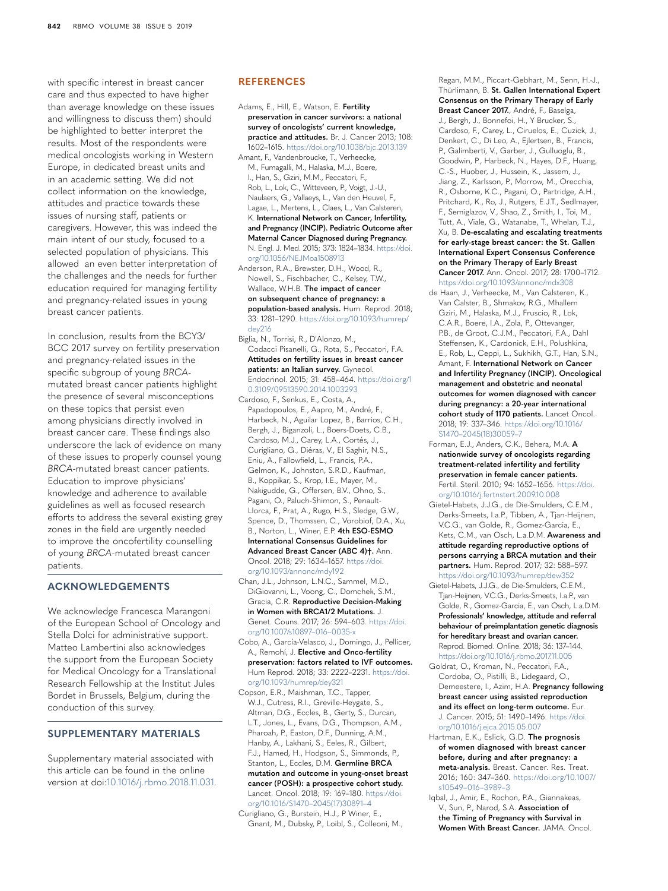with specific interest in breast cancer care and thus expected to have higher than average knowledge on these issues and willingness to discuss them) should be highlighted to better interpret the results. Most of the respondents were medical oncologists working in Western Europe, in dedicated breast units and in an academic setting. We did not collect information on the knowledge, attitudes and practice towards these issues of nursing staff, patients or caregivers. However, this was indeed the main intent of our study, focused to a selected population of physicians. This allowed an even better interpretation of the challenges and the needs for further education required for managing fertility and pregnancy-related issues in young breast cancer patients.

In conclusion, results from the BCY3/BCC 2017 survey on fertility preservation and pregnancy-related issues in the specific subgroup of young *BRCA*-mutated breast cancer patients highlight the presence of several misconceptions on these topics that persist even among physicians directly involved in breast cancer care. These findings also underscore the lack of evidence on many of these issues to properly counsel young *BRCA*-mutated breast cancer patients. Education to improve physicians' knowledge and adherence to available guidelines as well as focused research efforts to address the several existing grey zones in the field are urgently needed to improve the oncofertility counselling of young *BRCA*-mutated breast cancer patients.

## ACKNOWLEDGEMENTS

We acknowledge Francesca Marangoni of the European School of Oncology and Stella Dolci for administrative support. Matteo Lambertini also acknowledges the support from the European Society for Medical Oncology for a Translational Research Fellowship at the Institut Jules Bordet in Brussels, Belgium, during the conduction of this survey.

## SUPPLEMENTARY MATERIALS

Supplementary material associated with this article can be found in the online version at doi:10.1016/j.rbmo.2018.11.031.

## REFERENCES

Adams, E., Hill, E., Watson, E. **Fertility preservation in cancer survivors: a national survey of oncologists' current knowledge, practice and attitudes.** Br. J. Cancer 2013; 108: 1602–1615. https://doi.org/10.1038/bjc.2013.139

Amant, F., Vandenbroucke, T., Verheecke, M., Fumagalli, M., Halaska, M.J., Boere, I., Han, S., Gziri, M.M., Peccatori, F., Rob, L., Lok, C., Witteveen, P., Voigt, J.-U., Naulaers, G., Vallaeys, L., Van den Heuvel, F., Lagae, L., Mertens, L., Claes, L., Van Calsteren, K. **International Network on Cancer, Infertility, and Pregnancy (INCIP). Pediatric Outcome after Maternal Cancer Diagnosed during Pregnancy.** N. Engl. J. Med. 2015; 373: 1824–1834. https://doi.org/10.1056/NEJMoa1508913

Anderson, R.A., Brewster, D.H., Wood, R., Nowell, S., Fischbacher, C., Kelsey, T.W., Wallace, W.H.B. **The impact of cancer on subsequent chance of pregnancy: a population-based analysis.** Hum. Reprod. 2018; 33: 1281–1290. https://doi.org/10.1093/humrep/dey216

Biglia, N., Torrisi, R., D'Alonzo, M., Codacci Pisanelli, G., Rota, S., Peccatori, F.A. **Attitudes on fertility issues in breast cancer patients: an Italian survey.** Gynecol. Endocrinol. 2015; 31: 458–464. https://doi.org/10.3109/09513590.2014.1003293

Cardoso, F., Senkus, E., Costa, A., Papadopoulos, E., Aapro, M., André, F., Harbeck, N., Aguilar Lopez, B., Barrios, C.H., Bergh, J., Biganzoli, L., Boers-Doets, C.B., Cardoso, M.J., Carey, L.A., Cortés, J., Curigliano, G., Diéras, V., El Saghir, N.S., Eniu, A., Fallowfield, L., Francis, P.A., Gelmon, K., Johnston, S.R.D., Kaufman, B., Koppikar, S., Krop, I.E., Mayer, M., Nakigudde, G., Offersen, B.V., Ohno, S., Pagani, O., Paluch-Shimon, S., Penault-Llorca, F., Prat, A., Rugo, H.S., Sledge, G.W., Spence, D., Thomssen, C., Vorobiof, D.A., Xu, B., Norton, L., Winer, E.P. **4th ESO-ESMO International Consensus Guidelines for Advanced Breast Cancer (ABC 4)†.** Ann. Oncol. 2018; 29: 1634–1657. https://doi.org/10.1093/annonc/mdy192

Chan, J.L., Johnson, L.N.C., Sammel, M.D., DiGiovanni, L., Voong, C., Domchek, S.M., Gracia, C.R. **Reproductive Decision-Making in Women with BRCA1/2 Mutations.** J. Genet. Couns. 2017; 26: 594–603. https://doi.org/10.1007/s10897-016-0035-x

Cobo, A., García-Velasco, J., Domingo, J., Pellicer, A., Remohí, J. **Elective and Onco-fertility preservation: factors related to IVF outcomes.** Hum Reprod. 2018; 33: 2222–2231. https://doi.org/10.1093/humrep/dey321

Copson, E.R., Maishman, T.C., Tapper, W.J., Cutress, R.I., Greville-Heygate, S., Altman, D.G., Eccles, B., Gerty, S., Durcan, L.T., Jones, L., Evans, D.G., Thompson, A.M., Pharoah, P., Easton, D.F., Dunning, A.M., Hanby, A., Lakhani, S., Eeles, R., Gilbert, F.J., Hamed, H., Hodgson, S., Simmonds, P., Stanton, L., Eccles, D.M. **Germline BRCA mutation and outcome in young-onset breast cancer (POSH): a prospective cohort study.** Lancet. Oncol. 2018; 19: 169–180. https://doi.org/10.1016/S1470-2045(17)30891-4

Curigliano, G., Burstein, H.J., P Winer, E., Gnant, M., Dubsky, P., Loibl, S., Colleoni, M., Regan, M.M., Piccart-Gebhart, M., Senn, H.-J., Thürlimann, B. **St. Gallen International Expert Consensus on the Primary Therapy of Early Breast Cancer 2017.**, André, F., Baselga, J., Bergh, J., Bonnefoi, H., Y Brucker, S., Cardoso, F., Carey, L., Ciruelos, E., Cuzick, J., Denkert, C., Di Leo, A., Ejlertsen, B., Francis, P., Galimberti, V., Garber, J., Gulluoglu, B., Goodwin, P., Harbeck, N., Hayes, D.F., Huang, C.-S., Huober, J., Hussein, K., Jassem, J., Jiang, Z., Karlsson, P., Morrow, M., Orecchia, R., Osborne, K.C., Pagani, O., Partridge, A.H., Pritchard, K., Ro, J., Rutgers, E.J.T., Sedlmayer, F., Semiglazov, V., Shao, Z., Smith, I., Toi, M., Tutt, A., Viale, G., Watanabe, T., Whelan, T.J., Xu, B. **De-escalating and escalating treatments for early-stage breast cancer: the St. Gallen International Expert Consensus Conference on the Primary Therapy of Early Breast Cancer 2017.** Ann. Oncol. 2017; 28: 1700–1712. https://doi.org/10.1093/annonc/mdx308

de Haan, J., Verheecke, M., Van Calsteren, K., Van Calster, B., Shmakov, R.G., Mhallem Gziri, M., Halaska, M.J., Fruscio, R., Lok, C.A.R., Boere, I.A., Zola, P., Ottevanger, P.B., de Groot, C.J.M., Peccatori, F.A., Dahl Steffensen, K., Cardonick, E.H., Polushkina, E., Rob, L., Ceppi, L., Sukhikh, G.T., Han, S.N., Amant, F. **International Network on Cancer and Infertility Pregnancy (INCIP). Oncological management and obstetric and neonatal outcomes for women diagnosed with cancer during pregnancy: a 20-year international cohort study of 1170 patients.** Lancet Oncol. 2018; 19: 337–346. https://doi.org/10.1016/S1470-2045(18)30059-7

Forman, E.J., Anders, C.K., Behera, M.A. **A nationwide survey of oncologists regarding treatment-related infertility and fertility preservation in female cancer patients.** Fertil. Steril. 2010; 94: 1652–1656. https://doi.org/10.1016/j.fertnstert.2009.10.008

Gietel-Habets, J.J.G., de Die-Smulders, C.E.M., Derks-Smeets, I.a.P., Tibben, A., Tjan-Heijnen, V.C.G., van Golde, R., Gomez-Garcia, E., Kets, C.M., van Osch, L.a.D.M. **Awareness and attitude regarding reproductive options of persons carrying a BRCA mutation and their partners.** Hum. Reprod. 2017; 32: 588–597. https://doi.org/10.1093/humrep/dew352

Gietel-Habets, J.J.G., de Die-Smulders, C.E.M., Tjan-Heijnen, V.C.G., Derks-Smeets, I.a.P., van Golde, R., Gomez-Garcia, E., van Osch, L.a.D.M. **Professionals' knowledge, attitude and referral behaviour of preimplantation genetic diagnosis for hereditary breast and ovarian cancer.** Reprod. Biomed. Online. 2018; 36: 137–144. https://doi.org/10.1016/j.rbmo.2017.11.005

Goldrat, O., Kroman, N., Peccatori, F.A., Cordoba, O., Pistilli, B., Lidegaard, O., Demeestere, I., Azim, H.A. **Pregnancy following breast cancer using assisted reproduction and its effect on long-term outcome.** Eur. J. Cancer. 2015; 51: 1490–1496. https://doi.org/10.1016/j.ejca.2015.05.007

Hartman, E.K., Eslick, G.D. **The prognosis of women diagnosed with breast cancer before, during and after pregnancy: a meta-analysis.** Breast. Cancer. Res. Treat. 2016; 160: 347–360. https://doi.org/10.1007/s10549-016-3989-3

Iqbal, J., Amir, E., Rochon, P.A., Giannakeas, V., Sun, P., Narod, S.A. **Association of the Timing of Pregnancy with Survival in Women With Breast Cancer.** JAMA. Oncol.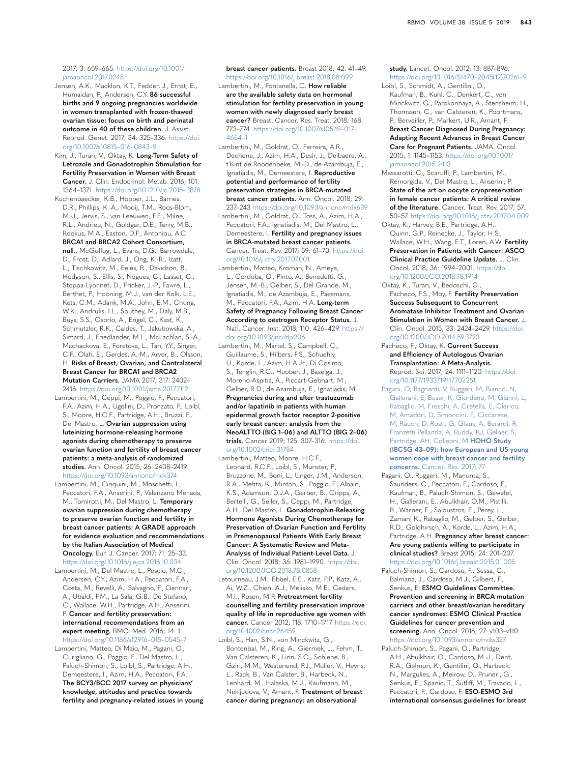2017; 3: 659–665. https://doi.org/10.1001/jamaoncol.2017.0248

Jensen, A.K., Macklon, K.T., Fedder, J., Ernst, E., Humaidan, P., Andersen, C.Y. **86 successful births and 9 ongoing pregnancies worldwide in women transplanted with frozen-thawed ovarian tissue: focus on birth and perinatal outcome in 40 of these children.** J. Assist. Reprod. Genet. 2017; 34: 325–336. https://doi.org/10.1007/s10815-016-0843-9

Kim, J., Turan, V., Oktay, K. **Long-Term Safety of Letrozole and Gonadotrophin Stimulation for Fertility Preservation in Women with Breast Cancer.** J. Clin. Endocrinol. Metab. 2016; 101: 1364–1371. https://doi.org/10.1210/jc.2015-3878

Kuchenbaecker, K.B., Hopper, J.L., Barnes, D.R., Phillips, K.-A., Mooij, T.M., Roos-Blom, M.-J., Jervis, S., van Leeuwen, F.E., Milne, R.L., Andrieu, N., Goldgar, D.E., Terry, M.B., Rookus, M.A., Easton, D.F., Antoniou, A.C. **BRCA1 and BRCA2 Cohort Consortium, null.**, McGuffog, L., Evans, D.G., Barrowdale, D., Frost, D., Adlard, J., Ong, K.-R., Izatt, L., Tischkowitz, M., Eeles, R., Davidson, R., Hodgson, S., Ellis, S., Nogues, C., Lasset, C., Stoppa-Lyonnet, D., Fricker, J.-P., Faivre, L., Berthet, P., Hooning, M.J., van der Kolk, L.E., Kets, C.M., Adank, M.A., John, E.M., Chung, W.K., Andrulis, I.L., Southey, M., Daly, M.B., Buys, S.S., Osorio, A., Engel, C., Kast, K., Schmutzler, R.K., Caldes, T., Jakubowska, A., Simard, J., Friedlander, M.L., McLachlan, S.-A., Machackova, E., Foretova, L., Tan, Y.Y., Singer, C.F., Olah, E., Gerdes, A.-M., Arver, B., Olsson, H. **Risks of Breast, Ovarian, and Contralateral Breast Cancer for BRCA1 and BRCA2 Mutation Carriers.** JAMA 2017; 317: 2402–2416. https://doi.org/10.1001/jama.2017.7112

Lambertini, M., Ceppi, M., Poggio, F., Peccatori, F.A., Azim, H.A., Ugolini, D., Pronzato, P., Loibl, S., Moore, H.C.F., Partridge, A.H., Bruzzi, P., Del Mastro, L. **Ovarian suppression using luteinizing hormone-releasing hormone agonists during chemotherapy to preserve ovarian function and fertility of breast cancer patients: a meta-analysis of randomized studies.** Ann. Oncol. 2015; 26: 2408–2419. https://doi.org/10.1093/annonc/mdv374

Lambertini, M., Cinquini, M., Moschetti, I., Peccatori, F.A., Anserini, P., Valenzano Menada, M., Tomirotti, M., Del Mastro, L. **Temporary ovarian suppression during chemotherapy to preserve ovarian function and fertility in breast cancer patients: A GRADE approach for evidence evaluation and recommendations by the Italian Association of Medical Oncology.** Eur. J. Cancer. 2017; 71: 25–33. https://doi.org/10.1016/j.ejca.2016.10.034

Lambertini, M., Del Mastro, L., Pescio, M.C., Andersen, C.Y., Azim, H.A., Peccatori, F.A., Costa, M., Revelli, A., Salvagno, F., Gennari, A., Ubaldi, F.M., La Sala, G.B., De Stefano, C., Wallace, W.H., Partridge, A.H., Anserini, P. **Cancer and fertility preservation: international recommendations from an expert meeting.** BMC. Med. 2016; 14: 1. https://doi.org/10.1186/s12916-015-0545-7

Lambertini, Matteo, Di Maio, M., Pagani, O., Curigliano, G., Poggio, F., Del Mastro, L., Paluch-Shimon, S., Loibl, S., Partridge, A.H., Demeestere, I., Azim, H.A., Peccatori, F.A. **The BCY3/BCC 2017 survey on physicians' knowledge, attitudes and practice towards fertility and pregnancy-related issues in young breast cancer patients.** Breast 2018; 42: 41–49. https://doi.org/10.1016/j.breast.2018.08.099

Lambertini, M., Fontanella, C. **How reliable are the available safety data on hormonal stimulation for fertility preservation in young women with newly diagnosed early breast cancer?** Breast. Cancer. Res. Treat. 2018; 168: 773–774. https://doi.org/10.1007/s10549-017-4654-1

Lambertini, M., Goldrat, O., Ferreira, A.R., Dechene, J., Azim, H.A., Desir, J., Delbaere, A., t'Kint de Roodenbeke, M.-D., de Azambuja, E., Ignatiadis, M., Demeestere, I. **Reproductive potential and performance of fertility preservation strategies in BRCA-mutated breast cancer patients.** Ann. Oncol. 2018; 29: 237–243 https://doi.org/10.1093/annonc/mdx639

Lambertini, M., Goldrat, O., Toss, A., Azim, H.A., Peccatori, F.A., Ignatiadis, M., Del Mastro, L., Demeestere, I. **Fertility and pregnancy issues in BRCA-mutated breast cancer patients.** Cancer. Treat. Rev. 2017; 59: 61–70. https://doi.org/10.1016/j.ctrv.2017.07.001

Lambertini, Matteo, Kroman, N., Ameye, L., Cordoba, O., Pinto, A., Benedetti, G., Jensen, M.-B., Gelber, S., Del Grande, M., Ignatiadis, M., de Azambuja, E., Paesmans, M., Peccatori, F.A., Azim, H.A. **Long-term Safety of Pregnancy Following Breast Cancer According to oestrogen Receptor Status.** J. Natl. Cancer. Inst. 2018; 110: 426–429. https://doi.org/10.1093/jnci/djx206

Lambertini, M., Martel, S., Campbell, C., Guillaume, S., Hilbers, F.S., Schuehly, U., Korde, L., Azim, H.A.Jr., Di Cosimo, S., Tenglin, R.C., Huober, J., Baselga, J., Moreno-Aspitia, A., Piccart-Gebhart, M., Gelber, R.D., de Azambuja, E., Ignatiadis, M. **Pregnancies during and after trastuzumab and/or lapatinib in patients with human epidermal growth factor receptor 2-positive early breast cancer: analysis from the NeoALTTO (BIG 1-06) and ALTTO (BIG 2-06) trials.** Cancer 2019; 125: 307–316. https://doi.org/10.1002/cncr.31784

Lambertini, Matteo, Moore, H.C.F., Leonard, R.C.F., Loibl, S., Munster, P., Bruzzone, M., Boni, L., Unger, J.M., Anderson, R.A., Mehta, K., Minton, S., Poggio, F., Albain, K.S., Adamson, D.J.A., Gerber, B., Cripps, A., Bertelli, G., Seiler, S., Ceppi, M., Partridge, A.H., Del Mastro, L. **Gonadotrophin-Releasing Hormone Agonists During Chemotherapy for Preservation of Ovarian Function and Fertility in Premenopausal Patients With Early Breast Cancer: A Systematic Review and Meta-Analysis of Individual Patient-Level Data.** J. Clin. Oncol. 2018; 36: 1981–1990. https://doi.org/10.1200/JCO.2018.78.0858

Letourneau, J.M., Ebbel, E.E., Katz, P.P., Katz, A., Ai, W.Z., Chien, A.J., Melisko, M.E., Cedars, M.I., Rosen, M.P. **Pretreatment fertility counselling and fertility preservation improve quality of life in reproductive age women with cancer.** Cancer 2012; 118: 1710–1717. https://doi.org/10.1002/cncr.26459

Loibl, S., Han, S.N., von Minckwitz, G., Bontenbal, M., Ring, A., Giermek, J., Fehm, T., Van Calsteren, K., Linn, S.C., Schlehe, B., Gziri, M.M., Westenend, P.J., Müller, V., Heyns, L., Rack, B., Van Calster, B., Harbeck, N., Lenhard, M., Halaska, M.J., Kaufmann, M., Nekljudova, V., Amant, F. **Treatment of breast cancer during pregnancy: an observational study.** Lancet. Oncol. 2012; 13: 887–896. https://doi.org/10.1016/S1470-2045(12)70261-9

Loibl, S., Schmidt, A., Gentilini, O., Kaufman, B., Kuhl, C., Denkert, C., von Minckwitz, G., Parokonnaya, A., Stensheim, H., Thomssen, C., van Calsteren, K., Poortmans, P., Berveiller, P., Markert, U.R., Amant, F. **Breast Cancer Diagnosed During Pregnancy: Adapting Recent Advances in Breast Cancer Care for Pregnant Patients.** JAMA. Oncol. 2015; 1: 1145–1153. https://doi.org/10.1001/jamaoncol.2015.2413

Massarotti, C., Scaruffi, P., Lambertini, M., Remorgida, V., Del Mastro, L., Anserini, P. **State of the art on oocyte cryopreservation in female cancer patients: A critical review of the literature.** Cancer. Treat. Rev. 2017; 57: 50–57. https://doi.org/10.1016/j.ctrv.2017.04.009

Oktay, K., Harvey, B.E., Partridge, A.H., Quinn, G.P., Reinecke, J., Taylor, H.S., Wallace, W.H., Wang, E.T., Loren, A.W. **Fertility Preservation in Patients with Cancer: ASCO Clinical Practice Guideline Update.** J. Clin. Oncol. 2018; 36: 1994–2001. https://doi.org/10.1200/JCO.2018.78.1914

Oktay, K., Turan, V., Bedoschi, G., Pacheco, F.S., Moy, F. **Fertility Preservation Success Subsequent to Concurrent Aromatase Inhibitor Treatment and Ovarian Stimulation in Women with Breast Cancer.** J. Clin. Oncol. 2015; 33: 2424–2429. https://doi.org/10.1200/JCO.2014.59.3723

Pacheco, F., Oktay, K. **Current Success and Efficiency of Autologous Ovarian Transplantation: A Meta-Analysis.** Reprod. Sci. 2017; 24: 1111–1120. https://doi.org/10.1177/1933719117702251

Pagani, O, Bagnardi, V, Ruggeri, M, Bianco, N, Gallerani, E, Buser, K, Giordano, M, Gianni, L, Rabaglio, M, Freschi, A, Cretella, E, Clerico, M, Amadori, D, Simoncini, E, Ciccarese, M, Rauch, D, Rosti, G, Glaus, A, Berardi, R, Franzetti Pellanda, A, Ruddy, KJ, Gelber, S, Partridge, AH, Colleoni, M **HOHO Study (IBCSG 43-09): how European and US young women cope with breast cancer and fertility concerns.** Cancer. Res. 2017; 77

Pagani, O., Ruggeri, M., Manunta, S., Saunders, C., Peccatori, F., Cardoso, F., Kaufman, B., Paluch-Shimon, S., Gewefel, H., Gallerani, E., Abulkhair, O.M., Pistilli, B., Warner, E., Saloustros, E., Perey, L., Zaman, K., Rabaglio, M., Gelber, S., Gelber, R.D., Goldhirsch, A., Korde, L., Azim, H.A., Partridge, A.H. **Pregnancy after breast cancer: Are young patients willing to participate in clinical studies?** Breast 2015; 24: 201–207. https://doi.org/10.1016/j.breast.2015.01.005

Paluch-Shimon, S., Cardoso, F., Sessa, C., Balmana, J., Cardoso, M.J., Gilbert, F., Senkus, E. **ESMO Guidelines Committee. Prevention and screening in BRCA mutation carriers and other breast/ovarian hereditary cancer syndromes: ESMO Clinical Practice Guidelines for cancer prevention and screening.** Ann. Oncol. 2016; 27: v103–v110. https://doi.org/10.1093/annonc/mdw327

Paluch-Shimon, S., Pagani, O., Partridge, A.H., Abulkhair, O., Cardoso, M.-J., Dent, R.A., Gelmon, K., Gentilini, O., Harbeck, N., Margulies, A., Meirow, D., Pruneri, G., Senkus, E., Spanic, T., Sutliff, M., Travado, L., Peccatori, F., Cardoso, F. **ESO-ESMO 3rd international consensus guidelines for breast**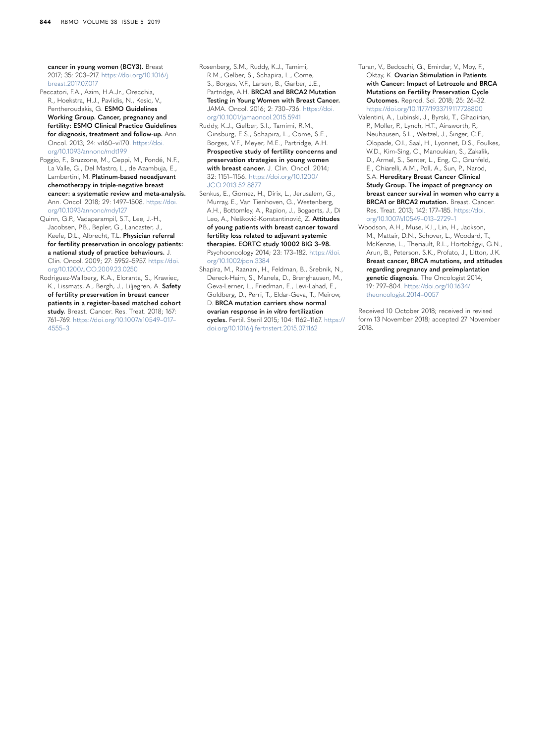cancer in young women (BCY3). Breast 2017; 35: 203–217. https://doi.org/10.1016/j.breast.2017.07.017

Peccatori, F.A., Azim, H.A.Jr., Orecchia, R., Hoekstra, H.J., Pavlidis, N., Kesic, V., Pentheroudakis, G. **ESMO Guidelines Working Group. Cancer, pregnancy and fertility: ESMO Clinical Practice Guidelines for diagnosis, treatment and follow-up.** Ann. Oncol. 2013; 24: vi160–vi170. https://doi.org/10.1093/annonc/mdt199

Poggio, F., Bruzzone, M., Ceppi, M., Pondé, N.F., La Valle, G., Del Mastro, L., de Azambuja, E., Lambertini, M. **Platinum-based neoadjuvant chemotherapy in triple-negative breast cancer: a systematic review and meta-analysis.** Ann. Oncol. 2018; 29: 1497–1508. https://doi.org/10.1093/annonc/mdy127

Quinn, G.P., Vadaparampil, S.T., Lee, J.-H., Jacobsen, P.B., Bepler, G., Lancaster, J., Keefe, D.L., Albrecht, T.L. **Physician referral for fertility preservation in oncology patients: a national study of practice behaviours.** J. Clin. Oncol. 2009; 27: 5952–5957. https://doi.org/10.1200/JCO.2009.23.0250

Rodriguez-Wallberg, K.A., Eloranta, S., Krawiec, K., Lissmats, A., Bergh, J., Liljegren, A. **Safety of fertility preservation in breast cancer patients in a register-based matched cohort study.** Breast. Cancer. Res. Treat. 2018; 167: 761–769. https://doi.org/10.1007/s10549-017-4555-3

Rosenberg, S.M., Ruddy, K.J., Tamimi, R.M., Gelber, S., Schapira, L., Come, S., Borges, V.F., Larsen, B., Garber, J.E., Partridge, A.H. **BRCA1 and BRCA2 Mutation Testing in Young Women with Breast Cancer.** JAMA. Oncol. 2016; 2: 730–736. https://doi.org/10.1001/jamaoncol.2015.5941

Ruddy, K.J., Gelber, S.I., Tamimi, R.M., Ginsburg, E.S., Schapira, L., Come, S.E., Borges, V.F., Meyer, M.E., Partridge, A.H. **Prospective study of fertility concerns and preservation strategies in young women with breast cancer.** J. Clin. Oncol. 2014; 32: 1151–1156. https://doi.org/10.1200/JCO.2013.52.8877

Senkus, E., Gomez, H., Dirix, L., Jerusalem, G., Murray, E., Van Tienhoven, G., Westenberg, A.H., Bottomley, A., Rapion, J., Bogaerts, J., Di Leo, A., Nešković-Konstantinović, Z. **Attitudes of young patients with breast cancer toward fertility loss related to adjuvant systemic therapies. EORTC study 10002 BIG 3–98.** Psychooncology 2014; 23: 173–182. https://doi.org/10.1002/pon.3384

Shapira, M., Raanani, H., Feldman, B., Srebnik, N., Dereck-Haim, S., Manela, D., Brenghausen, M., Geva-Lerner, L., Friedman, E., Levi-Lahad, E., Goldberg, D., Perri, T., Eldar-Geva, T., Meirow, D. **BRCA mutation carriers show normal ovarian response in *in vitro* fertilization cycles.** Fertil. Steril 2015; 104: 1162–1167. https://doi.org/10.1016/j.fertnstert.2015.07.1162

Turan, V., Bedoschi, G., Emirdar, V., Moy, F., Oktay, K. **Ovarian Stimulation in Patients with Cancer: Impact of Letrozole and BRCA Mutations on Fertility Preservation Cycle Outcomes.** Reprod. Sci. 2018; 25: 26–32. https://doi.org/10.1177/1933719117728800

Valentini, A., Lubinski, J., Byrski, T., Ghadirian, P., Moller, P., Lynch, H.T., Ainsworth, P., Neuhausen, S.L., Weitzel, J., Singer, C.F., Olopade, O.I., Saal, H., Lyonnet, D.S., Foulkes, W.D., Kim-Sing, C., Manoukian, S., Zakalik, D., Armel, S., Senter, L., Eng, C., Grunfeld, E., Chiarelli, A.M., Poll, A., Sun, P., Narod, S.A. **Hereditary Breast Cancer Clinical Study Group. The impact of pregnancy on breast cancer survival in women who carry a BRCA1 or BRCA2 mutation.** Breast. Cancer. Res. Treat. 2013; 142: 177–185. https://doi.org/10.1007/s10549-013-2729-1

Woodson, A.H., Muse, K.I., Lin, H., Jackson, M., Mattair, D.N., Schover, L., Woodard, T., McKenzie, L., Theriault, R.L., Hortobágyi, G.N., Arun, B., Peterson, S.K., Profato, J., Litton, J.K. **Breast cancer, BRCA mutations, and attitudes regarding pregnancy and preimplantation genetic diagnosis.** The Oncologist 2014; 19: 797–804. https://doi.org/10.1634/theoncologist.2014-0057

Received 10 October 2018; received in revised form 13 November 2018; accepted 27 November 2018.